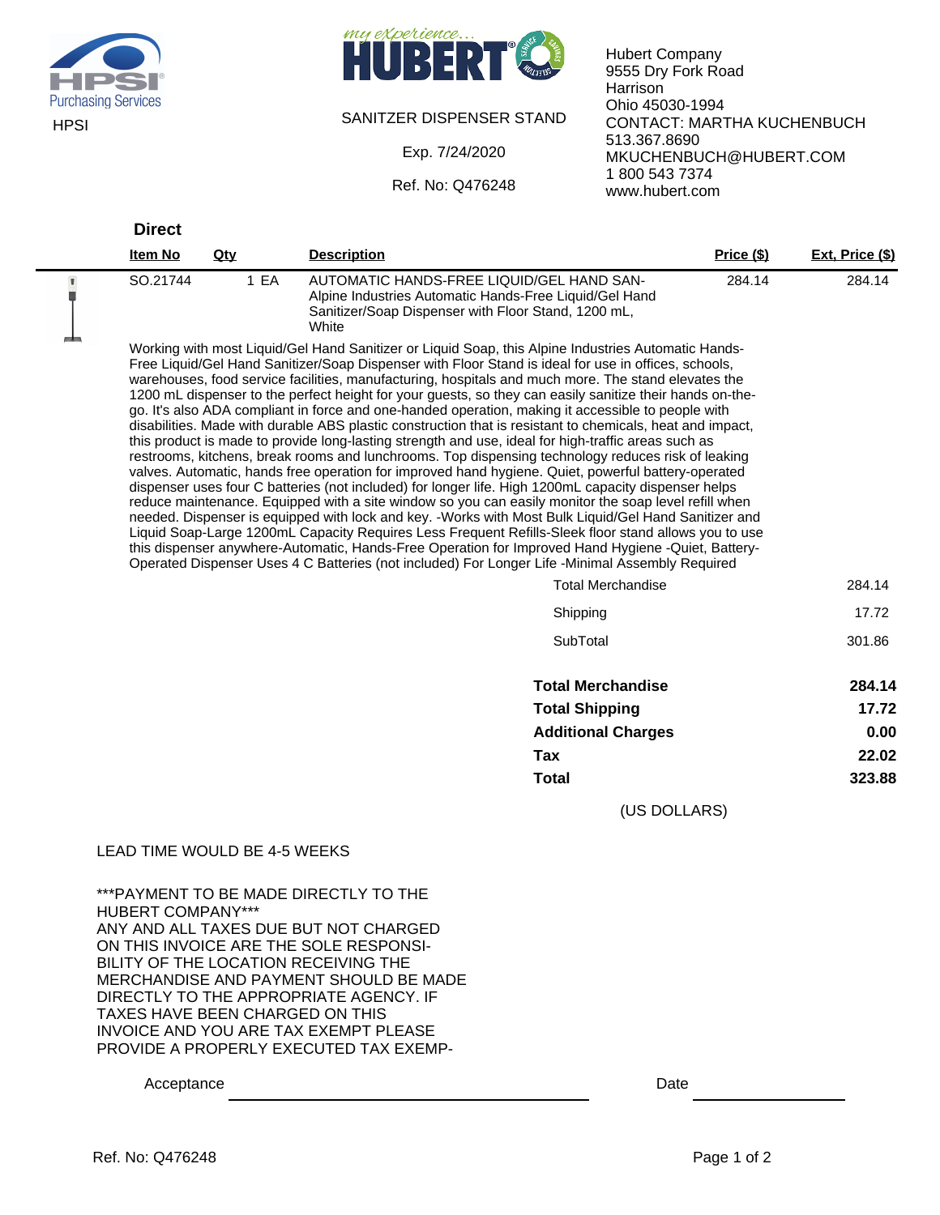HPSI Purchasing Services

HPSI

my experience... HUBERT

SANITZER DISPENSER STAND

Exp. 7/24/2020

Ref. No: Q476248

Hubert Company
9555 Dry Fork Road
Harrison
Ohio 45030-1994
CONTACT: MARTHA KUCHENBUCH
513.367.8690
MKUCHENBUCH@HUBERT.COM
1 800 543 7374
www.hubert.com

## Direct

| Item No | Qty | Description | Price ($) | Ext. Price ($) |
|---|---|---|---|---|
| SO.21744 | 1 EA | AUTOMATIC HANDS-FREE LIQUID/GEL HAND SAN-<br>Alpine Industries Automatic Hands-Free Liquid/Gel Hand Sanitizer/Soap Dispenser with Floor Stand, 1200 mL, White | 284.14 | 284.14 |

Working with most Liquid/Gel Hand Sanitizer or Liquid Soap, this Alpine Industries Automatic Hands-Free Liquid/Gel Hand Sanitizer/Soap Dispenser with Floor Stand is ideal for use in offices, schools, warehouses, food service facilities, manufacturing, hospitals and much more. The stand elevates the 1200 mL dispenser to the perfect height for your guests, so they can easily sanitize their hands on-the-go. It's also ADA compliant in force and one-handed operation, making it accessible to people with disabilities. Made with durable ABS plastic construction that is resistant to chemicals, heat and impact, this product is made to provide long-lasting strength and use, ideal for high-traffic areas such as restrooms, kitchens, break rooms and lunchrooms. Top dispensing technology reduces risk of leaking valves. Automatic, hands free operation for improved hand hygiene. Quiet, powerful battery-operated dispenser uses four C batteries (not included) for longer life. High 1200mL capacity dispenser helps reduce maintenance. Equipped with a site window so you can easily monitor the soap level refill when needed. Dispenser is equipped with lock and key. -Works with Most Bulk Liquid/Gel Hand Sanitizer and Liquid Soap-Large 1200mL Capacity Requires Less Frequent Refills-Sleek floor stand allows you to use this dispenser anywhere-Automatic, Hands-Free Operation for Improved Hand Hygiene -Quiet, Battery-Operated Dispenser Uses 4 C Batteries (not included) For Longer Life -Minimal Assembly Required

| | |
|---|---|
| Total Merchandise | 284.14 |
| Shipping | 17.72 |
| SubTotal | 301.86 |

| | |
|---|---|
| **Total Merchandise** | **284.14** |
| **Total Shipping** | **17.72** |
| **Additional Charges** | **0.00** |
| **Tax** | **22.02** |
| **Total** | **323.88** |

(US DOLLARS)

LEAD TIME WOULD BE 4-5 WEEKS

***PAYMENT TO BE MADE DIRECTLY TO THE HUBERT COMPANY***
ANY AND ALL TAXES DUE BUT NOT CHARGED ON THIS INVOICE ARE THE SOLE RESPONSIBILITY OF THE LOCATION RECEIVING THE MERCHANDISE AND PAYMENT SHOULD BE MADE DIRECTLY TO THE APPROPRIATE AGENCY. IF TAXES HAVE BEEN CHARGED ON THIS INVOICE AND YOU ARE TAX EXEMPT PLEASE PROVIDE A PROPERLY EXECUTED TAX EXEMP-

Acceptance ______________________________ Date ______________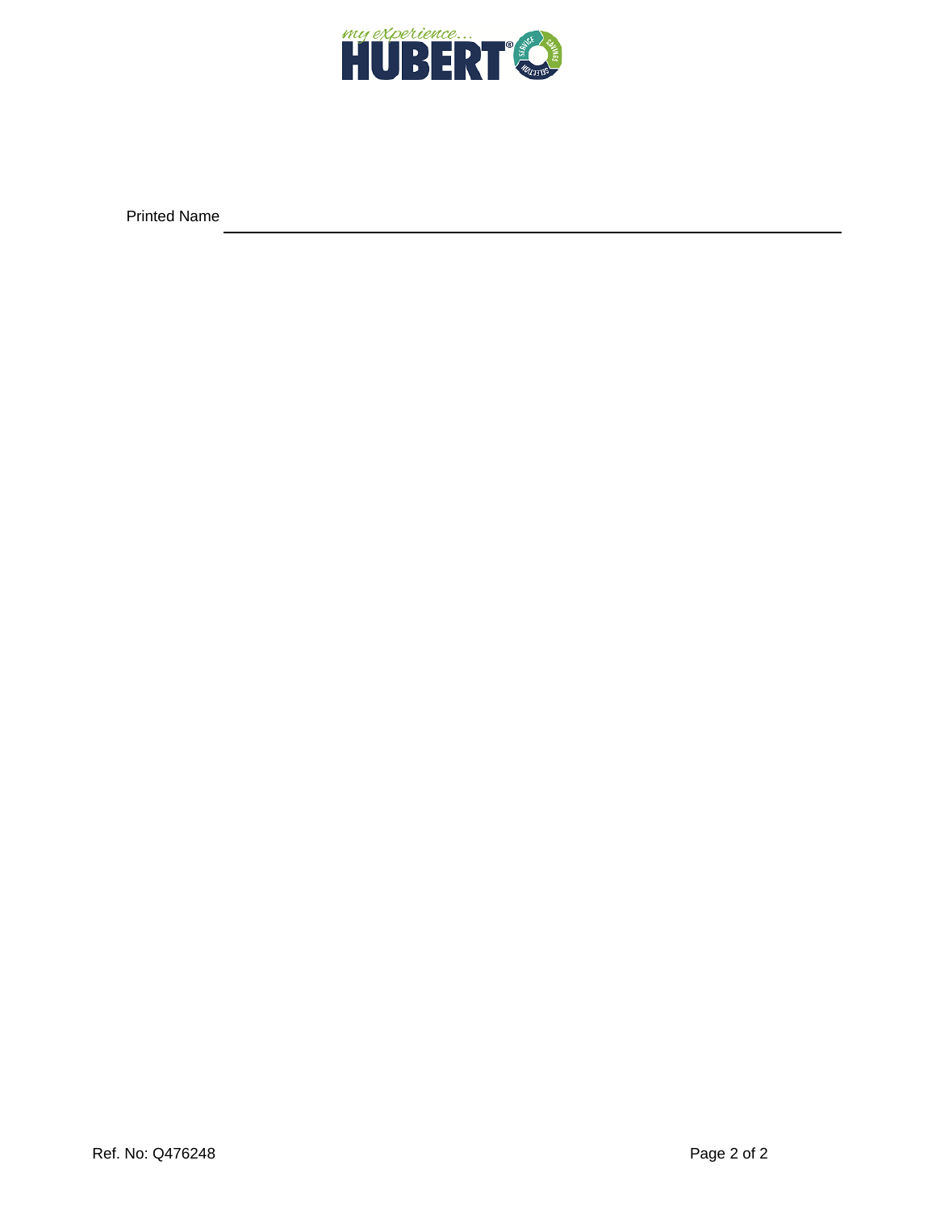Printed Name \_\_\_\_\_\_\_\_\_\_\_\_\_\_\_\_\_\_\_\_\_\_\_\_\_\_\_\_\_\_\_\_\_\_\_\_\_\_\_\_

Ref. No: Q476248